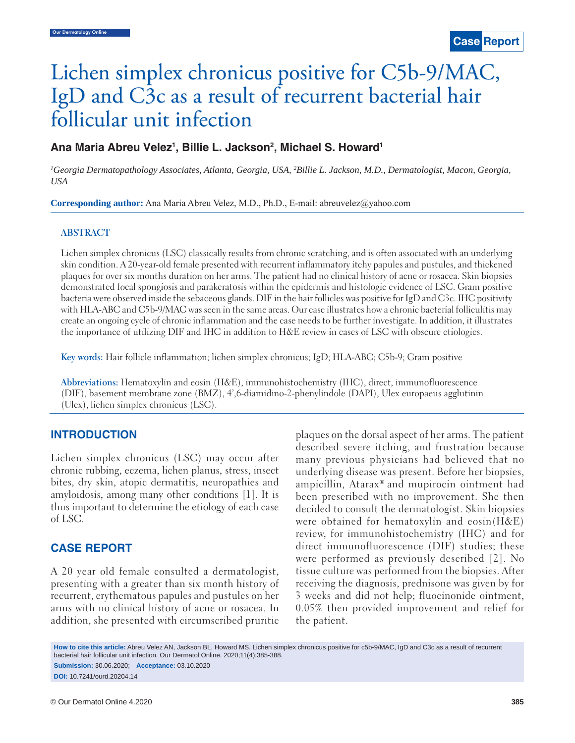# Lichen simplex chronicus positive for C5b-9/MAC, IgD and C3c as a result of recurrent bacterial hair follicular unit infection

**Ana Maria Abreu Velez[1], Billie L. Jackson[2], Michael S. Howard[1]**

*[1]Georgia Dermatopathology Associates, Atlanta, Georgia, USA, [2]Billie L. Jackson, M.D., Dermatologist, Macon, Georgia, USA*

**Corresponding author:** Ana Maria Abreu Velez, M.D., Ph.D., E-mail: abreuvelez@yahoo.com

## ABSTRACT

Lichen simplex chronicus (LSC) classically results from chronic scratching, and is often associated with an underlying skin condition. A 20-year-old female presented with recurrent inflammatory itchy papules and pustules, and thickened plaques for over six months duration on her arms. The patient had no clinical history of acne or rosacea. Skin biopsies demonstrated focal spongiosis and parakeratosis within the epidermis and histologic evidence of LSC. Gram positive bacteria were observed inside the sebaceous glands. DIF in the hair follicles was positive for IgD and C3c. IHC positivity with HLA-ABC and C5b-9/MAC was seen in the same areas. Our case illustrates how a chronic bacterial folliculitis may create an ongoing cycle of chronic inflammation and the case needs to be further investigate. In addition, it illustrates the importance of utilizing DIF and IHC in addition to H&E review in cases of LSC with obscure etiologies.

**Key words:** Hair follicle inflammation; lichen simplex chronicus; IgD; HLA-ABC; C5b-9; Gram positive

**Abbreviations:** Hematoxylin and eosin (H&E), immunohistochemistry (IHC), direct, immunofluorescence (DIF), basement membrane zone (BMZ), 4',6-diamidino-2-phenylindole (DAPI), Ulex europaeus agglutinin (Ulex), lichen simplex chronicus (LSC).

## INTRODUCTION

Lichen simplex chronicus (LSC) may occur after chronic rubbing, eczema, lichen planus, stress, insect bites, dry skin, atopic dermatitis, neuropathies and amyloidosis, among many other conditions [1]. It is thus important to determine the etiology of each case of LSC.

## CASE REPORT

A 20 year old female consulted a dermatologist, presenting with a greater than six month history of recurrent, erythematous papules and pustules on her arms with no clinical history of acne or rosacea. In addition, she presented with circumscribed pruritic plaques on the dorsal aspect of her arms. The patient described severe itching, and frustration because many previous physicians had believed that no underlying disease was present. Before her biopsies, ampicillin, Atarax® and mupirocin ointment had been prescribed with no improvement. She then decided to consult the dermatologist. Skin biopsies were obtained for hematoxylin and eosin(H&E) review, for immunohistochemistry (IHC) and for direct immunofluorescence (DIF) studies; these were performed as previously described [2]. No tissue culture was performed from the biopsies. After receiving the diagnosis, prednisone was given by for 3 weeks and did not help; fluocinonide ointment, 0.05% then provided improvement and relief for the patient.

**How to cite this article:** Abreu Velez AN, Jackson BL, Howard MS. Lichen simplex chronicus positive for c5b-9/MAC, IgD and C3c as a result of recurrent bacterial hair follicular unit infection. Our Dermatol Online. 2020;11(4):385-388.

**Submission:** 30.06.2020; **Acceptance:** 03.10.2020

**DOI:** 10.7241/ourd.20204.14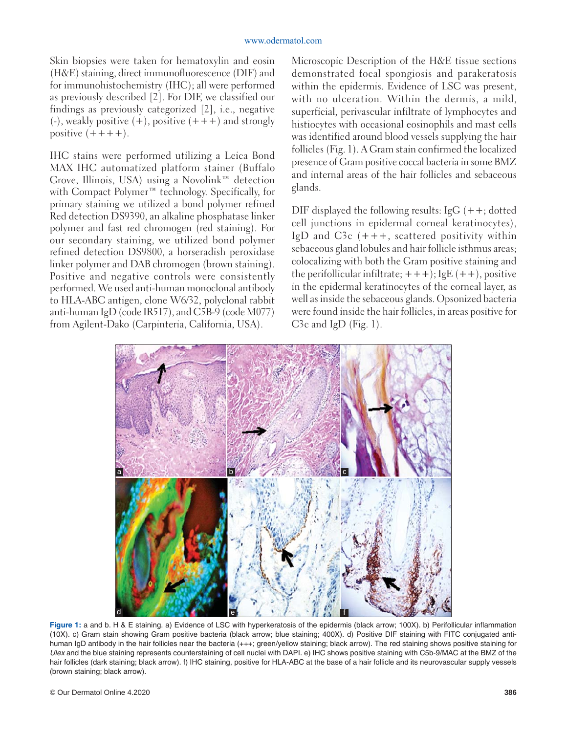Skin biopsies were taken for hematoxylin and eosin (H&E) staining, direct immunofluorescence (DIF) and for immunohistochemistry (IHC); all were performed as previously described [2]. For DIF, we classified our findings as previously categorized [2], i.e., negative (-), weakly positive (+), positive (+++) and strongly positive (++++).

IHC stains were performed utilizing a Leica Bond MAX IHC automatized platform stainer (Buffalo Grove, Illinois, USA) using a Novolink™ detection with Compact Polymer™ technology. Specifically, for primary staining we utilized a bond polymer refined Red detection DS9390, an alkaline phosphatase linker polymer and fast red chromogen (red staining). For our secondary staining, we utilized bond polymer refined detection DS9800, a horseradish peroxidase linker polymer and DAB chromogen (brown staining). Positive and negative controls were consistently performed. We used anti-human monoclonal antibody to HLA-ABC antigen, clone W6/32, polyclonal rabbit anti-human IgD (code IR517), and C5B-9 (code M077) from Agilent-Dako (Carpinteria, California, USA).

Microscopic Description of the H&E tissue sections demonstrated focal spongiosis and parakeratosis within the epidermis. Evidence of LSC was present, with no ulceration. Within the dermis, a mild, superficial, perivascular infiltrate of lymphocytes and histiocytes with occasional eosinophils and mast cells was identified around blood vessels supplying the hair follicles (Fig. 1). A Gram stain confirmed the localized presence of Gram positive coccal bacteria in some BMZ and internal areas of the hair follicles and sebaceous glands.

DIF displayed the following results: IgG (++; dotted cell junctions in epidermal corneal keratinocytes), IgD and C3c (+++, scattered positivity within sebaceous gland lobules and hair follicle isthmus areas; colocalizing with both the Gram positive staining and the perifollicular infiltrate; +++); IgE (++), positive in the epidermal keratinocytes of the corneal layer, as well as inside the sebaceous glands. Opsonized bacteria were found inside the hair follicles, in areas positive for C3c and IgD (Fig. 1).

**Figure 1:** a and b. H & E staining. a) Evidence of LSC with hyperkeratosis of the epidermis (black arrow; 100X). b) Perifollicular inflammation (10X). c) Gram stain showing Gram positive bacteria (black arrow; blue staining; 400X). d) Positive DIF staining with FITC conjugated anti-human IgD antibody in the hair follicles near the bacteria (+++; green/yellow staining; black arrow). The red staining shows positive staining for *Ulex* and the blue staining represents counterstaining of cell nuclei with DAPI. e) IHC shows positive staining with C5b-9/MAC at the BMZ of the hair follicles (dark staining; black arrow). f) IHC staining, positive for HLA-ABC at the base of a hair follicle and its neurovascular supply vessels (brown staining; black arrow).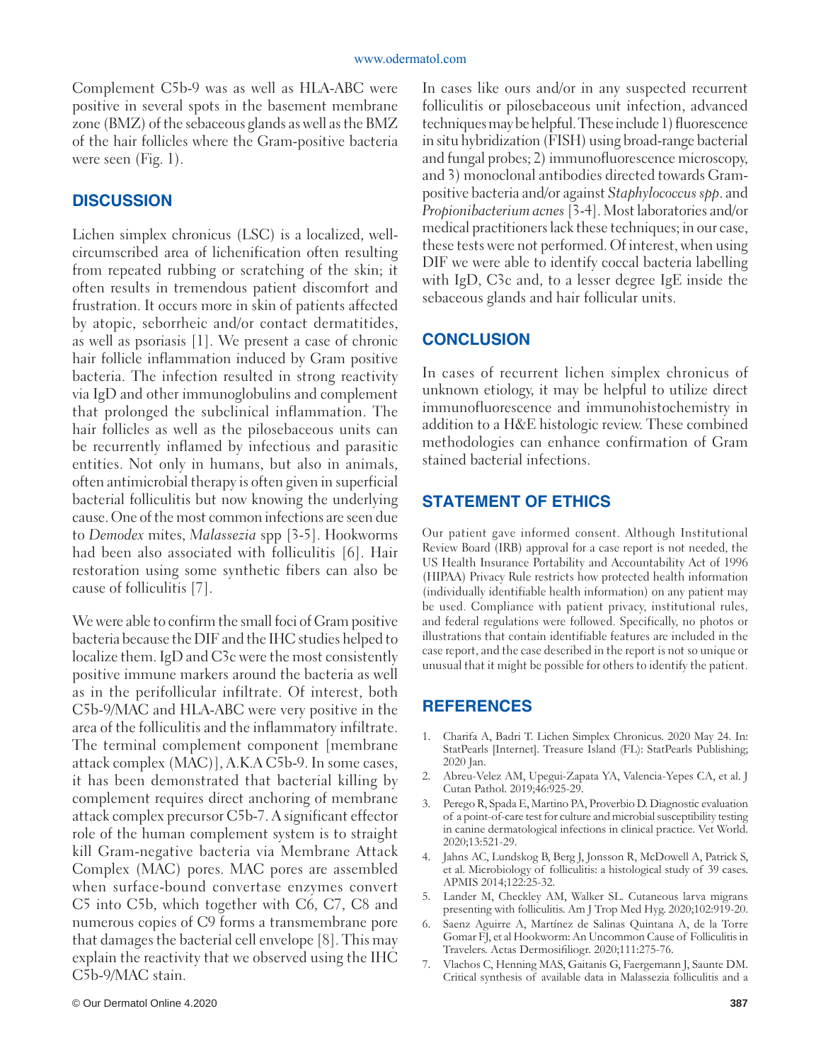Complement C5b-9 was as well as HLA-ABC were positive in several spots in the basement membrane zone (BMZ) of the sebaceous glands as well as the BMZ of the hair follicles where the Gram-positive bacteria were seen (Fig. 1).

## DISCUSSION

Lichen simplex chronicus (LSC) is a localized, well-circumscribed area of lichenification often resulting from repeated rubbing or scratching of the skin; it often results in tremendous patient discomfort and frustration. It occurs more in skin of patients affected by atopic, seborrheic and/or contact dermatitides, as well as psoriasis [1]. We present a case of chronic hair follicle inflammation induced by Gram positive bacteria. The infection resulted in strong reactivity via IgD and other immunoglobulins and complement that prolonged the subclinical inflammation. The hair follicles as well as the pilosebaceous units can be recurrently inflamed by infectious and parasitic entities. Not only in humans, but also in animals, often antimicrobial therapy is often given in superficial bacterial folliculitis but now knowing the underlying cause. One of the most common infections are seen due to *Demodex* mites, *Malassezia* spp [3-5]. Hookworms had been also associated with folliculitis [6]. Hair restoration using some synthetic fibers can also be cause of folliculitis [7].

We were able to confirm the small foci of Gram positive bacteria because the DIF and the IHC studies helped to localize them. IgD and C3c were the most consistently positive immune markers around the bacteria as well as in the perifollicular infiltrate. Of interest, both C5b-9/MAC and HLA-ABC were very positive in the area of the folliculitis and the inflammatory infiltrate. The terminal complement component [membrane attack complex (MAC)], A.K.A C5b-9. In some cases, it has been demonstrated that bacterial killing by complement requires direct anchoring of membrane attack complex precursor C5b-7. A significant effector role of the human complement system is to straight kill Gram-negative bacteria via Membrane Attack Complex (MAC) pores. MAC pores are assembled when surface-bound convertase enzymes convert C5 into C5b, which together with C6, C7, C8 and numerous copies of C9 forms a transmembrane pore that damages the bacterial cell envelope [8]. This may explain the reactivity that we observed using the IHC C5b-9/MAC stain.

In cases like ours and/or in any suspected recurrent folliculitis or pilosebaceous unit infection, advanced techniques may be helpful. These include 1) fluorescence in situ hybridization (FISH) using broad-range bacterial and fungal probes; 2) immunofluorescence microscopy, and 3) monoclonal antibodies directed towards Gram-positive bacteria and/or against *Staphylococcus spp*. and *Propionibacterium acnes* [3-4]. Most laboratories and/or medical practitioners lack these techniques; in our case, these tests were not performed. Of interest, when using DIF we were able to identify coccal bacteria labelling with IgD, C3c and, to a lesser degree IgE inside the sebaceous glands and hair follicular units.

## CONCLUSION

In cases of recurrent lichen simplex chronicus of unknown etiology, it may be helpful to utilize direct immunofluorescence and immunohistochemistry in addition to a H&E histologic review. These combined methodologies can enhance confirmation of Gram stained bacterial infections.

## STATEMENT OF ETHICS

Our patient gave informed consent. Although Institutional Review Board (IRB) approval for a case report is not needed, the US Health Insurance Portability and Accountability Act of 1996 (HIPAA) Privacy Rule restricts how protected health information (individually identifiable health information) on any patient may be used. Compliance with patient privacy, institutional rules, and federal regulations were followed. Specifically, no photos or illustrations that contain identifiable features are included in the case report, and the case described in the report is not so unique or unusual that it might be possible for others to identify the patient.

## REFERENCES

1. Charifa A, Badri T. Lichen Simplex Chronicus. 2020 May 24. In: StatPearls [Internet]. Treasure Island (FL): StatPearls Publishing; 2020 Jan.
2. Abreu-Velez AM, Upegui-Zapata YA, Valencia-Yepes CA, et al. J Cutan Pathol. 2019;46:925-29.
3. Perego R, Spada E, Martino PA, Proverbio D. Diagnostic evaluation of a point-of-care test for culture and microbial susceptibility testing in canine dermatological infections in clinical practice. Vet World. 2020;13:521-29.
4. Jahns AC, Lundskog B, Berg J, Jonsson R, McDowell A, Patrick S, et al. Microbiology of folliculitis: a histological study of 39 cases. APMIS 2014;122:25-32.
5. Lander M, Checkley AM, Walker SL. Cutaneous larva migrans presenting with folliculitis. Am J Trop Med Hyg. 2020;102:919-20.
6. Saenz Aguirre A, Martínez de Salinas Quintana A, de la Torre Gomar FJ, et al Hookworm: An Uncommon Cause of Folliculitis in Travelers. Actas Dermosifiliogr. 2020;111:275-76.
7. Vlachos C, Henning MAS, Gaitanis G, Faergemann J, Saunte DM. Critical synthesis of available data in Malassezia folliculitis and a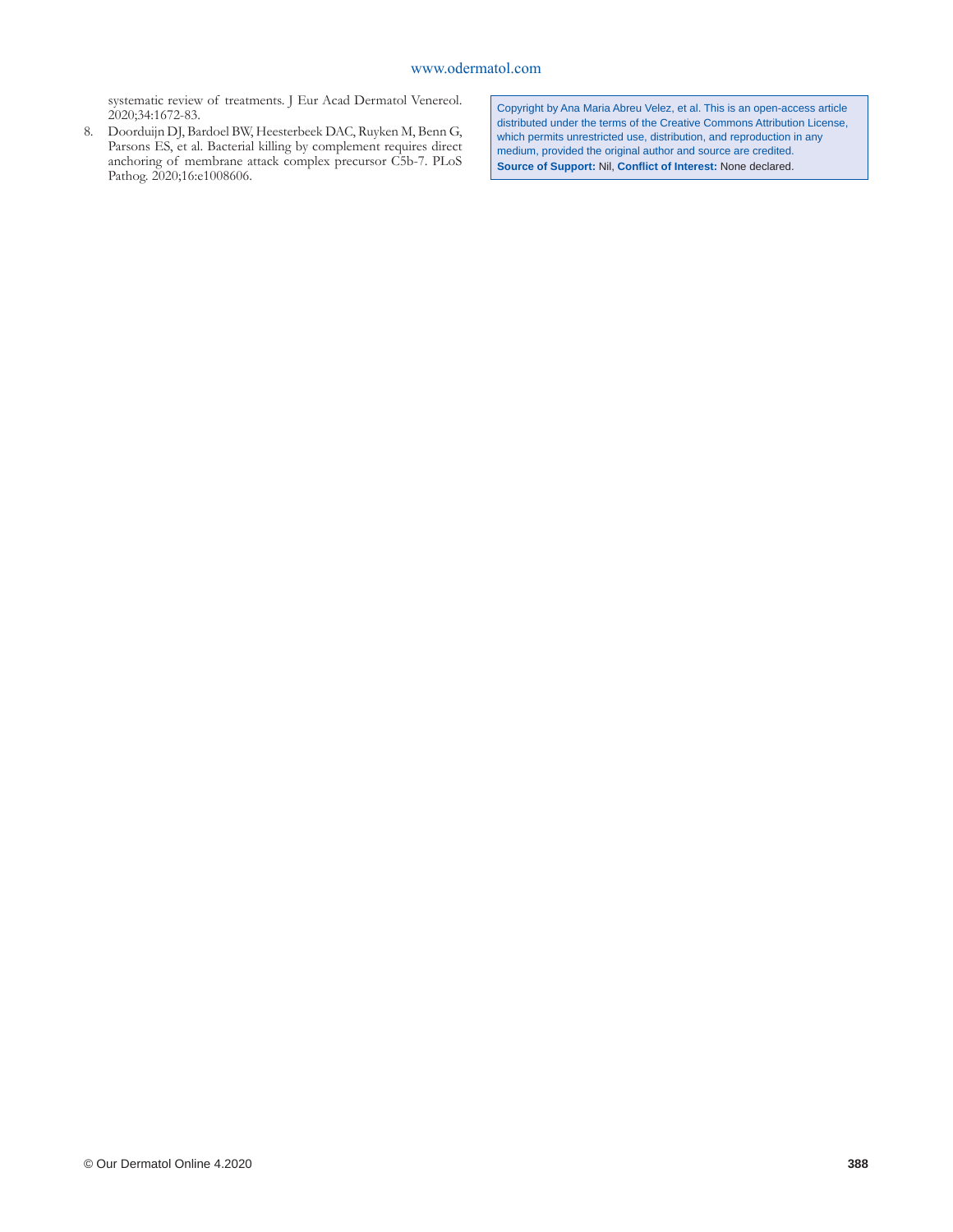systematic review of treatments. J Eur Acad Dermatol Venereol. 2020;34:1672-83.

8. Doorduijn DJ, Bardoel BW, Heesterbeek DAC, Ruyken M, Benn G, Parsons ES, et al. Bacterial killing by complement requires direct anchoring of membrane attack complex precursor C5b-7. PLoS Pathog. 2020;16:e1008606.

Copyright by Ana Maria Abreu Velez, et al. This is an open-access article distributed under the terms of the Creative Commons Attribution License, which permits unrestricted use, distribution, and reproduction in any medium, provided the original author and source are credited.
**Source of Support:** Nil, **Conflict of Interest:** None declared.